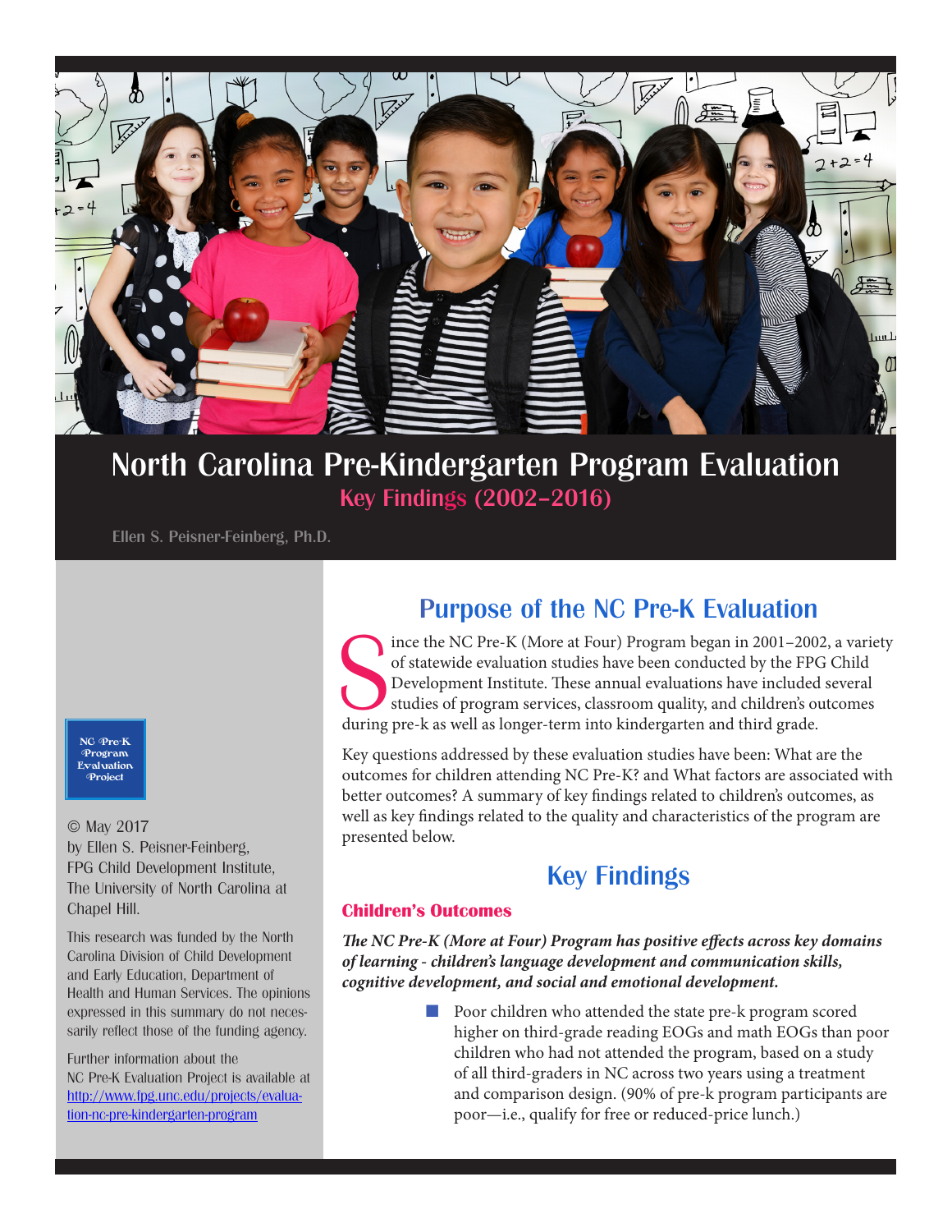# North Carolina Pre-Kindergarten Program Evaluation

## Key Findings (2002–2016)

Ellen S. Peisner-Feinberg, Ph.D.

NC Pre-K Program Evaluation Project

© May 2017
by Ellen S. Peisner-Feinberg,
FPG Child Development Institute,
The University of North Carolina at Chapel Hill.

This research was funded by the North Carolina Division of Child Development and Early Education, Department of Health and Human Services. The opinions expressed in this summary do not necessarily reflect those of the funding agency.

Further information about the NC Pre-K Evaluation Project is available at [http://www.fpg.unc.edu/projects/evaluation-nc-pre-kindergarten-program](http://www.fpg.unc.edu/projects/evaluation-nc-pre-kindergarten-program)

## Purpose of the NC Pre-K Evaluation

Since the NC Pre-K (More at Four) Program began in 2001–2002, a variety of statewide evaluation studies have been conducted by the FPG Child Development Institute. These annual evaluations have included several studies of program services, classroom quality, and children's outcomes during pre-k as well as longer-term into kindergarten and third grade.

Key questions addressed by these evaluation studies have been: What are the outcomes for children attending NC Pre-K? and What factors are associated with better outcomes? A summary of key findings related to children's outcomes, as well as key findings related to the quality and characteristics of the program are presented below.

## Key Findings

### Children's Outcomes

***The NC Pre-K (More at Four) Program has positive effects across key domains of learning - children's language development and communication skills, cognitive development, and social and emotional development.***

- Poor children who attended the state pre-k program scored higher on third-grade reading EOGs and math EOGs than poor children who had not attended the program, based on a study of all third-graders in NC across two years using a treatment and comparison design. (90% of pre-k program participants are poor—i.e., qualify for free or reduced-price lunch.)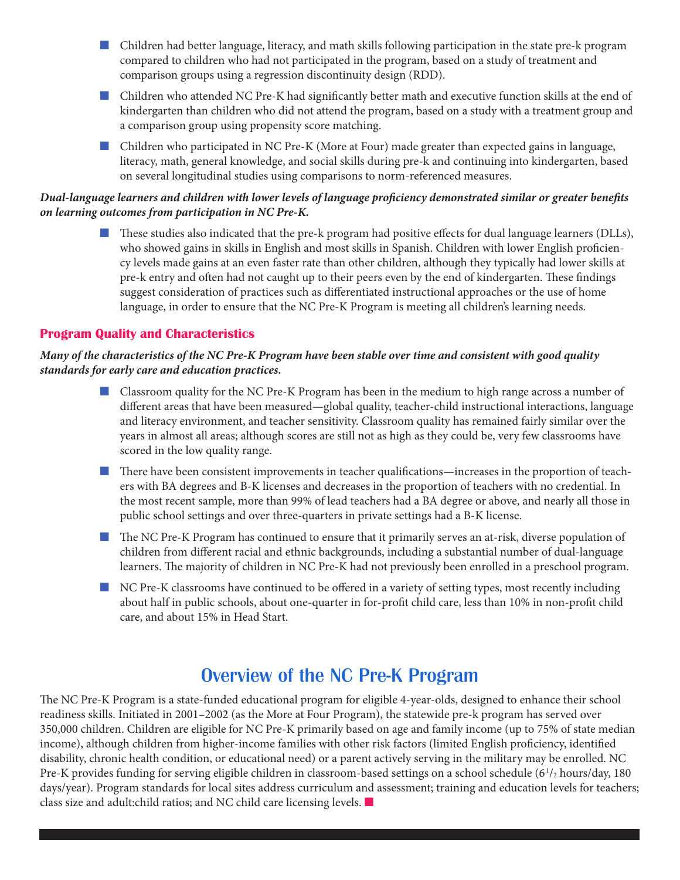- Children had better language, literacy, and math skills following participation in the state pre-k program compared to children who had not participated in the program, based on a study of treatment and comparison groups using a regression discontinuity design (RDD).
- Children who attended NC Pre-K had significantly better math and executive function skills at the end of kindergarten than children who did not attend the program, based on a study with a treatment group and a comparison group using propensity score matching.
- Children who participated in NC Pre-K (More at Four) made greater than expected gains in language, literacy, math, general knowledge, and social skills during pre-k and continuing into kindergarten, based on several longitudinal studies using comparisons to norm-referenced measures.

***Dual-language learners and children with lower levels of language proficiency demonstrated similar or greater benefits on learning outcomes from participation in NC Pre-K.***

- These studies also indicated that the pre-k program had positive effects for dual language learners (DLLs), who showed gains in skills in English and most skills in Spanish. Children with lower English proficiency levels made gains at an even faster rate than other children, although they typically had lower skills at pre-k entry and often had not caught up to their peers even by the end of kindergarten. These findings suggest consideration of practices such as differentiated instructional approaches or the use of home language, in order to ensure that the NC Pre-K Program is meeting all children's learning needs.

### Program Quality and Characteristics

***Many of the characteristics of the NC Pre-K Program have been stable over time and consistent with good quality standards for early care and education practices.***

- Classroom quality for the NC Pre-K Program has been in the medium to high range across a number of different areas that have been measured—global quality, teacher-child instructional interactions, language and literacy environment, and teacher sensitivity. Classroom quality has remained fairly similar over the years in almost all areas; although scores are still not as high as they could be, very few classrooms have scored in the low quality range.
- There have been consistent improvements in teacher qualifications—increases in the proportion of teachers with BA degrees and B-K licenses and decreases in the proportion of teachers with no credential. In the most recent sample, more than 99% of lead teachers had a BA degree or above, and nearly all those in public school settings and over three-quarters in private settings had a B-K license.
- The NC Pre-K Program has continued to ensure that it primarily serves an at-risk, diverse population of children from different racial and ethnic backgrounds, including a substantial number of dual-language learners. The majority of children in NC Pre-K had not previously been enrolled in a preschool program.
- NC Pre-K classrooms have continued to be offered in a variety of setting types, most recently including about half in public schools, about one-quarter in for-profit child care, less than 10% in non-profit child care, and about 15% in Head Start.

## Overview of the NC Pre-K Program

The NC Pre-K Program is a state-funded educational program for eligible 4-year-olds, designed to enhance their school readiness skills. Initiated in 2001–2002 (as the More at Four Program), the statewide pre-k program has served over 350,000 children. Children are eligible for NC Pre-K primarily based on age and family income (up to 75% of state median income), although children from higher-income families with other risk factors (limited English proficiency, identified disability, chronic health condition, or educational need) or a parent actively serving in the military may be enrolled. NC Pre-K provides funding for serving eligible children in classroom-based settings on a school schedule (6½ hours/day, 180 days/year). Program standards for local sites address curriculum and assessment; training and education levels for teachers; class size and adult:child ratios; and NC child care licensing levels.